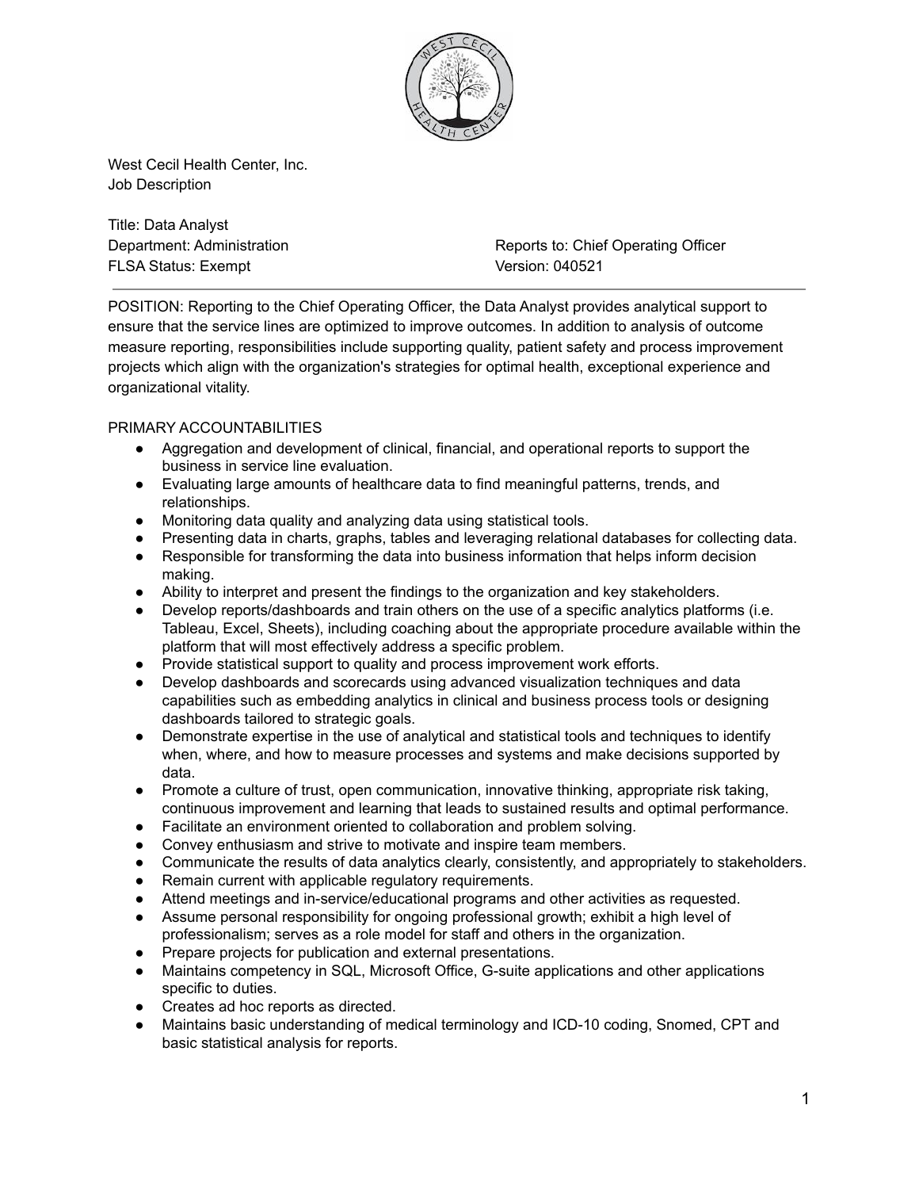West Cecil Health Center, Inc.
Job Description

Title: Data Analyst
Department: Administration
Reports to: Chief Operating Officer
FLSA Status: Exempt
Version: 040521

---

POSITION: Reporting to the Chief Operating Officer, the Data Analyst provides analytical support to ensure that the service lines are optimized to improve outcomes. In addition to analysis of outcome measure reporting, responsibilities include supporting quality, patient safety and process improvement projects which align with the organization's strategies for optimal health, exceptional experience and organizational vitality.

PRIMARY ACCOUNTABILITIES

- Aggregation and development of clinical, financial, and operational reports to support the business in service line evaluation.
- Evaluating large amounts of healthcare data to find meaningful patterns, trends, and relationships.
- Monitoring data quality and analyzing data using statistical tools.
- Presenting data in charts, graphs, tables and leveraging relational databases for collecting data.
- Responsible for transforming the data into business information that helps inform decision making.
- Ability to interpret and present the findings to the organization and key stakeholders.
- Develop reports/dashboards and train others on the use of a specific analytics platforms (i.e. Tableau, Excel, Sheets), including coaching about the appropriate procedure available within the platform that will most effectively address a specific problem.
- Provide statistical support to quality and process improvement work efforts.
- Develop dashboards and scorecards using advanced visualization techniques and data capabilities such as embedding analytics in clinical and business process tools or designing dashboards tailored to strategic goals.
- Demonstrate expertise in the use of analytical and statistical tools and techniques to identify when, where, and how to measure processes and systems and make decisions supported by data.
- Promote a culture of trust, open communication, innovative thinking, appropriate risk taking, continuous improvement and learning that leads to sustained results and optimal performance.
- Facilitate an environment oriented to collaboration and problem solving.
- Convey enthusiasm and strive to motivate and inspire team members.
- Communicate the results of data analytics clearly, consistently, and appropriately to stakeholders.
- Remain current with applicable regulatory requirements.
- Attend meetings and in-service/educational programs and other activities as requested.
- Assume personal responsibility for ongoing professional growth; exhibit a high level of professionalism; serves as a role model for staff and others in the organization.
- Prepare projects for publication and external presentations.
- Maintains competency in SQL, Microsoft Office, G-suite applications and other applications specific to duties.
- Creates ad hoc reports as directed.
- Maintains basic understanding of medical terminology and ICD-10 coding, Snomed, CPT and basic statistical analysis for reports.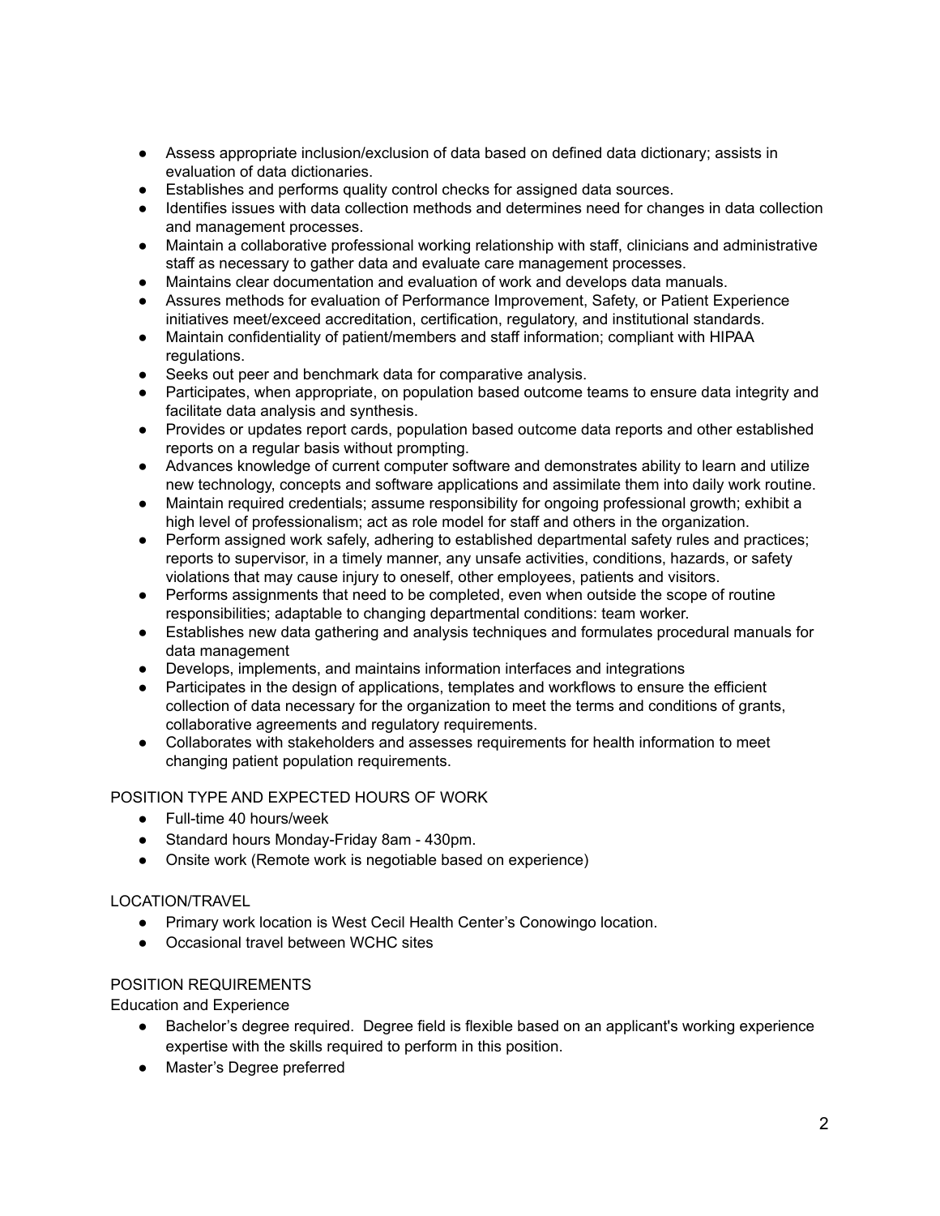- Assess appropriate inclusion/exclusion of data based on defined data dictionary; assists in evaluation of data dictionaries.
- Establishes and performs quality control checks for assigned data sources.
- Identifies issues with data collection methods and determines need for changes in data collection and management processes.
- Maintain a collaborative professional working relationship with staff, clinicians and administrative staff as necessary to gather data and evaluate care management processes.
- Maintains clear documentation and evaluation of work and develops data manuals.
- Assures methods for evaluation of Performance Improvement, Safety, or Patient Experience initiatives meet/exceed accreditation, certification, regulatory, and institutional standards.
- Maintain confidentiality of patient/members and staff information; compliant with HIPAA regulations.
- Seeks out peer and benchmark data for comparative analysis.
- Participates, when appropriate, on population based outcome teams to ensure data integrity and facilitate data analysis and synthesis.
- Provides or updates report cards, population based outcome data reports and other established reports on a regular basis without prompting.
- Advances knowledge of current computer software and demonstrates ability to learn and utilize new technology, concepts and software applications and assimilate them into daily work routine.
- Maintain required credentials; assume responsibility for ongoing professional growth; exhibit a high level of professionalism; act as role model for staff and others in the organization.
- Perform assigned work safely, adhering to established departmental safety rules and practices; reports to supervisor, in a timely manner, any unsafe activities, conditions, hazards, or safety violations that may cause injury to oneself, other employees, patients and visitors.
- Performs assignments that need to be completed, even when outside the scope of routine responsibilities; adaptable to changing departmental conditions: team worker.
- Establishes new data gathering and analysis techniques and formulates procedural manuals for data management
- Develops, implements, and maintains information interfaces and integrations
- Participates in the design of applications, templates and workflows to ensure the efficient collection of data necessary for the organization to meet the terms and conditions of grants, collaborative agreements and regulatory requirements.
- Collaborates with stakeholders and assesses requirements for health information to meet changing patient population requirements.

POSITION TYPE AND EXPECTED HOURS OF WORK

- Full-time 40 hours/week
- Standard hours Monday-Friday 8am - 430pm.
- Onsite work (Remote work is negotiable based on experience)

LOCATION/TRAVEL

- Primary work location is West Cecil Health Center's Conowingo location.
- Occasional travel between WCHC sites

POSITION REQUIREMENTS

Education and Experience

- Bachelor's degree required. Degree field is flexible based on an applicant's working experience expertise with the skills required to perform in this position.
- Master's Degree preferred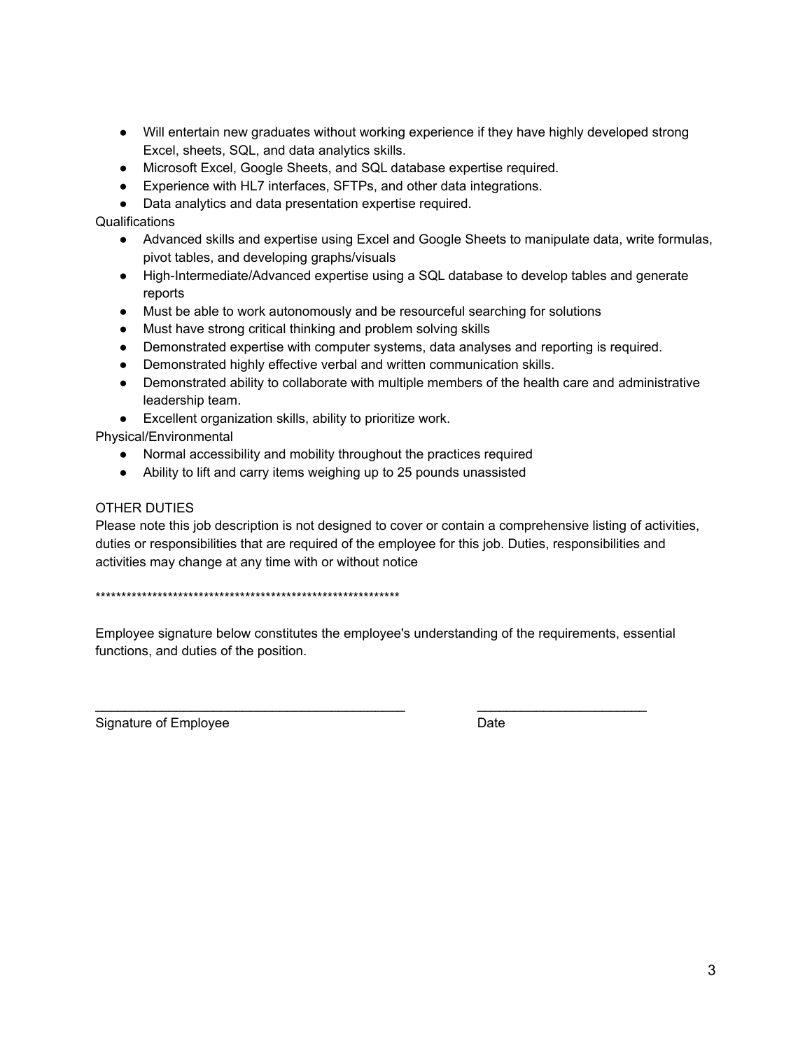- Will entertain new graduates without working experience if they have highly developed strong Excel, sheets, SQL, and data analytics skills.
- Microsoft Excel, Google Sheets, and SQL database expertise required.
- Experience with HL7 interfaces, SFTPs, and other data integrations.
- Data analytics and data presentation expertise required.

Qualifications

- Advanced skills and expertise using Excel and Google Sheets to manipulate data, write formulas, pivot tables, and developing graphs/visuals
- High-Intermediate/Advanced expertise using a SQL database to develop tables and generate reports
- Must be able to work autonomously and be resourceful searching for solutions
- Must have strong critical thinking and problem solving skills
- Demonstrated expertise with computer systems, data analyses and reporting is required.
- Demonstrated highly effective verbal and written communication skills.
- Demonstrated ability to collaborate with multiple members of the health care and administrative leadership team.
- Excellent organization skills, ability to prioritize work.

Physical/Environmental

- Normal accessibility and mobility throughout the practices required
- Ability to lift and carry items weighing up to 25 pounds unassisted

OTHER DUTIES

Please note this job description is not designed to cover or contain a comprehensive listing of activities, duties or responsibilities that are required of the employee for this job. Duties, responsibilities and activities may change at any time with or without notice

************************************************************

Employee signature below constitutes the employee's understanding of the requirements, essential functions, and duties of the position.

_____________________________________________ ________________________

Signature of Employee Date